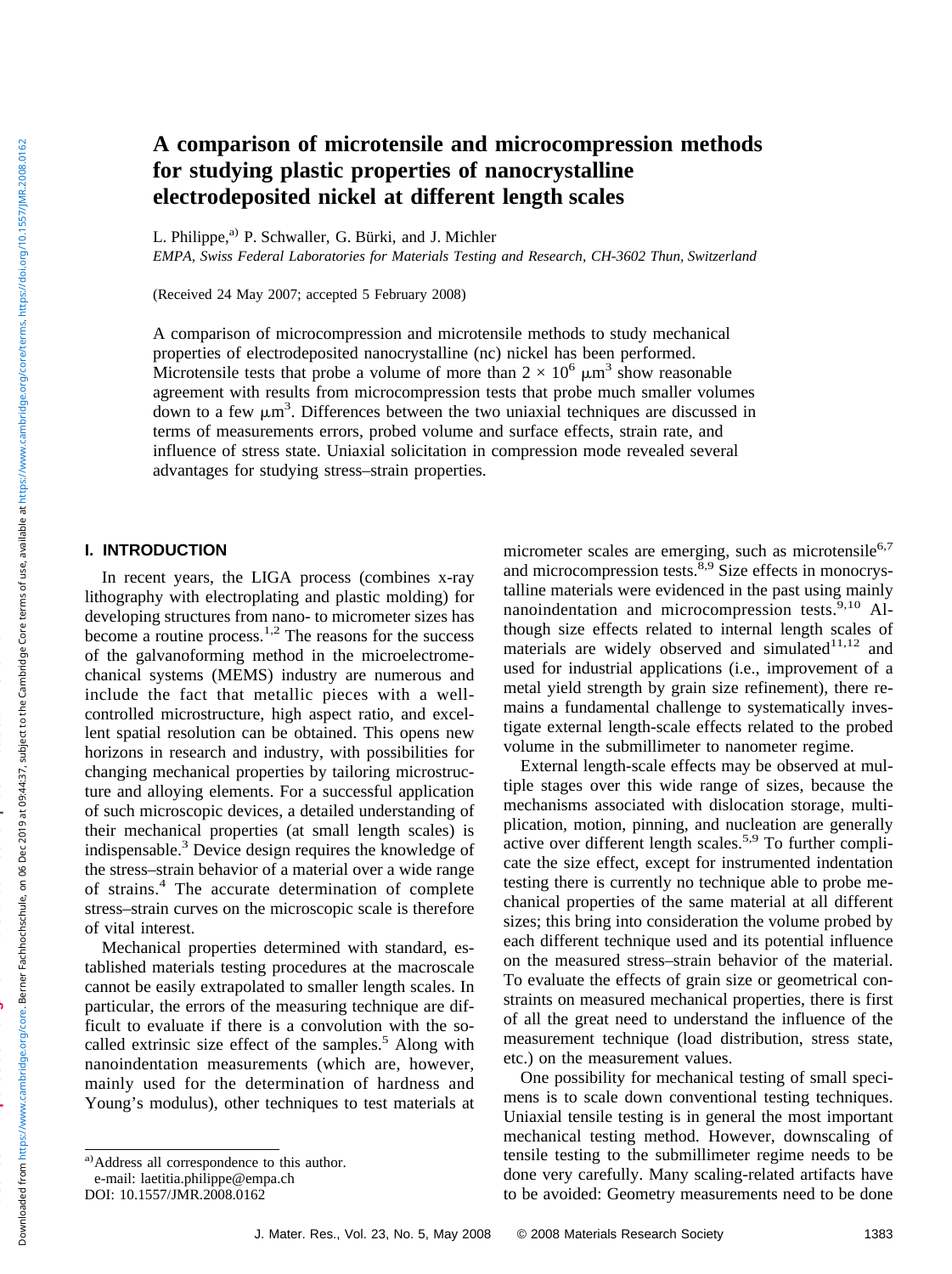# A comparison of microtensile and microcompression methods for studying plastic properties of nanocrystalline electrodeposited nickel at different length scales

L. Philippe,[a] P. Schwaller, G. Bürki, and J. Michler

*EMPA, Swiss Federal Laboratories for Materials Testing and Research, CH-3602 Thun, Switzerland*

(Received 24 May 2007; accepted 5 February 2008)

A comparison of microcompression and microtensile methods to study mechanical properties of electrodeposited nanocrystalline (nc) nickel has been performed. Microtensile tests that probe a volume of more than $2 \times 10^6$ μm$^3$ show reasonable agreement with results from microcompression tests that probe much smaller volumes down to a few μm$^3$. Differences between the two uniaxial techniques are discussed in terms of measurements errors, probed volume and surface effects, strain rate, and influence of stress state. Uniaxial solicitation in compression mode revealed several advantages for studying stress–strain properties.

## I. INTRODUCTION

In recent years, the LIGA process (combines x-ray lithography with electroplating and plastic molding) for developing structures from nano- to micrometer sizes has become a routine process.[1,2] The reasons for the success of the galvanoforming method in the microelectromechanical systems (MEMS) industry are numerous and include the fact that metallic pieces with a well-controlled microstructure, high aspect ratio, and excellent spatial resolution can be obtained. This opens new horizons in research and industry, with possibilities for changing mechanical properties by tailoring microstructure and alloying elements. For a successful application of such microscopic devices, a detailed understanding of their mechanical properties (at small length scales) is indispensable.[3] Device design requires the knowledge of the stress–strain behavior of a material over a wide range of strains.[4] The accurate determination of complete stress–strain curves on the microscopic scale is therefore of vital interest.

Mechanical properties determined with standard, established materials testing procedures at the macroscale cannot be easily extrapolated to smaller length scales. In particular, the errors of the measuring technique are difficult to evaluate if there is a convolution with the so-called extrinsic size effect of the samples.[5] Along with nanoindentation measurements (which are, however, mainly used for the determination of hardness and Young's modulus), other techniques to test materials at micrometer scales are emerging, such as microtensile[6,7] and microcompression tests.[8,9] Size effects in monocrystalline materials were evidenced in the past using mainly nanoindentation and microcompression tests.[9,10] Although size effects related to internal length scales of materials are widely observed and simulated[11,12] and used for industrial applications (i.e., improvement of a metal yield strength by grain size refinement), there remains a fundamental challenge to systematically investigate external length-scale effects related to the probed volume in the submillimeter to nanometer regime.

External length-scale effects may be observed at multiple stages over this wide range of sizes, because the mechanisms associated with dislocation storage, multiplication, motion, pinning, and nucleation are generally active over different length scales.[5,9] To further complicate the size effect, except for instrumented indentation testing there is currently no technique able to probe mechanical properties of the same material at all different sizes; this bring into consideration the volume probed by each different technique used and its potential influence on the measured stress–strain behavior of the material. To evaluate the effects of grain size or geometrical constraints on measured mechanical properties, there is first of all the great need to understand the influence of the measurement technique (load distribution, stress state, etc.) on the measurement values.

One possibility for mechanical testing of small specimens is to scale down conventional testing techniques. Uniaxial tensile testing is in general the most important mechanical testing method. However, downscaling of tensile testing to the submillimeter regime needs to be done very carefully. Many scaling-related artifacts have to be avoided: Geometry measurements need to be done

[a] Address all correspondence to this author.
e-mail: laetitia.philippe@empa.ch
DOI: 10.1557/JMR.2008.0162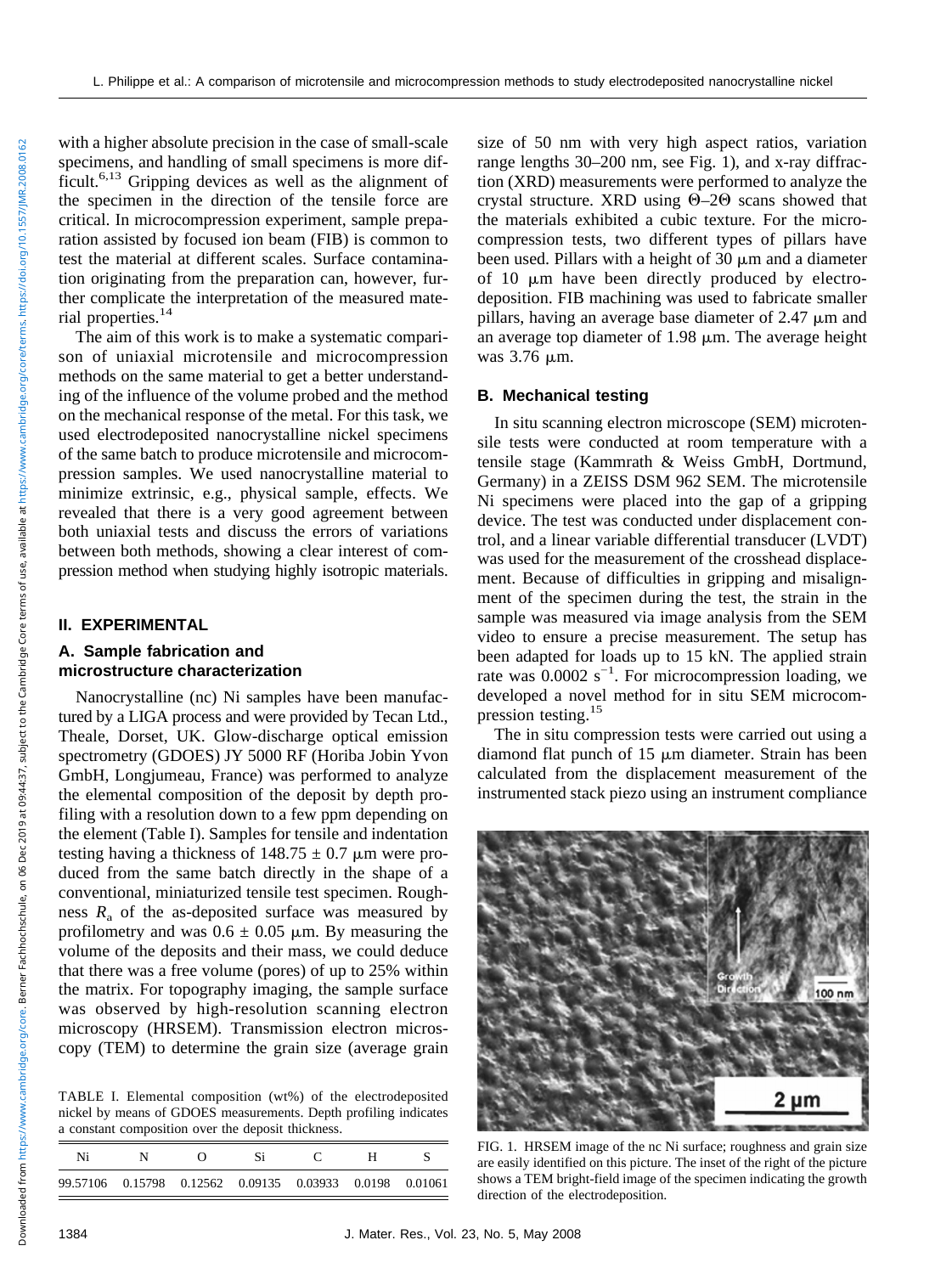with a higher absolute precision in the case of small-scale specimens, and handling of small specimens is more difficult.[6,13] Gripping devices as well as the alignment of the specimen in the direction of the tensile force are critical. In microcompression experiment, sample preparation assisted by focused ion beam (FIB) is common to test the material at different scales. Surface contamination originating from the preparation can, however, further complicate the interpretation of the measured material properties.[14]

The aim of this work is to make a systematic comparison of uniaxial microtensile and microcompression methods on the same material to get a better understanding of the influence of the volume probed and the method on the mechanical response of the metal. For this task, we used electrodeposited nanocrystalline nickel specimens of the same batch to produce microtensile and microcompression samples. We used nanocrystalline material to minimize extrinsic, e.g., physical sample, effects. We revealed that there is a very good agreement between both uniaxial tests and discuss the errors of variations between both methods, showing a clear interest of compression method when studying highly isotropic materials.

## II. EXPERIMENTAL

### A. Sample fabrication and microstructure characterization

Nanocrystalline (nc) Ni samples have been manufactured by a LIGA process and were provided by Tecan Ltd., Theale, Dorset, UK. Glow-discharge optical emission spectrometry (GDOES) JY 5000 RF (Horiba Jobin Yvon GmbH, Longjumeau, France) was performed to analyze the elemental composition of the deposit by depth profiling with a resolution down to a few ppm depending on the element (Table I). Samples for tensile and indentation testing having a thickness of 148.75 ± 0.7 μm were produced from the same batch directly in the shape of a conventional, miniaturized tensile test specimen. Roughness $R_a$ of the as-deposited surface was measured by profilometry and was 0.6 ± 0.05 μm. By measuring the volume of the deposits and their mass, we could deduce that there was a free volume (pores) of up to 25% within the matrix. For topography imaging, the sample surface was observed by high-resolution scanning electron microscopy (HRSEM). Transmission electron microscopy (TEM) to determine the grain size (average grain size of 50 nm with very high aspect ratios, variation range lengths 30–200 nm, see Fig. 1), and x-ray diffraction (XRD) measurements were performed to analyze the crystal structure. XRD using Θ–2Θ scans showed that the materials exhibited a cubic texture. For the microcompression tests, two different types of pillars have been used. Pillars with a height of 30 μm and a diameter of 10 μm have been directly produced by electrodeposition. FIB machining was used to fabricate smaller pillars, having an average base diameter of 2.47 μm and an average top diameter of 1.98 μm. The average height was 3.76 μm.

TABLE I. Elemental composition (wt%) of the electrodeposited nickel by means of GDOES measurements. Depth profiling indicates a constant composition over the deposit thickness.

| Ni | N | O | Si | C | H | S |
|---|---|---|---|---|---|---|
| 99.57106 | 0.15798 | 0.12562 | 0.09135 | 0.03933 | 0.0198 | 0.01061 |

### B. Mechanical testing

In situ scanning electron microscope (SEM) microtensile tests were conducted at room temperature with a tensile stage (Kammrath & Weiss GmbH, Dortmund, Germany) in a ZEISS DSM 962 SEM. The microtensile Ni specimens were placed into the gap of a gripping device. The test was conducted under displacement control, and a linear variable differential transducer (LVDT) was used for the measurement of the crosshead displacement. Because of difficulties in gripping and misalignment of the specimen during the test, the strain in the sample was measured via image analysis from the SEM video to ensure a precise measurement. The setup has been adapted for loads up to 15 kN. The applied strain rate was 0.0002 $s^{-1}$. For microcompression loading, we developed a novel method for in situ SEM microcompression testing.[15]

The in situ compression tests were carried out using a diamond flat punch of 15 μm diameter. Strain has been calculated from the displacement measurement of the instrumented stack piezo using an instrument compliance

FIG. 1. HRSEM image of the nc Ni surface; roughness and grain size are easily identified on this picture. The inset of the right of the picture shows a TEM bright-field image of the specimen indicating the growth direction of the electrodeposition.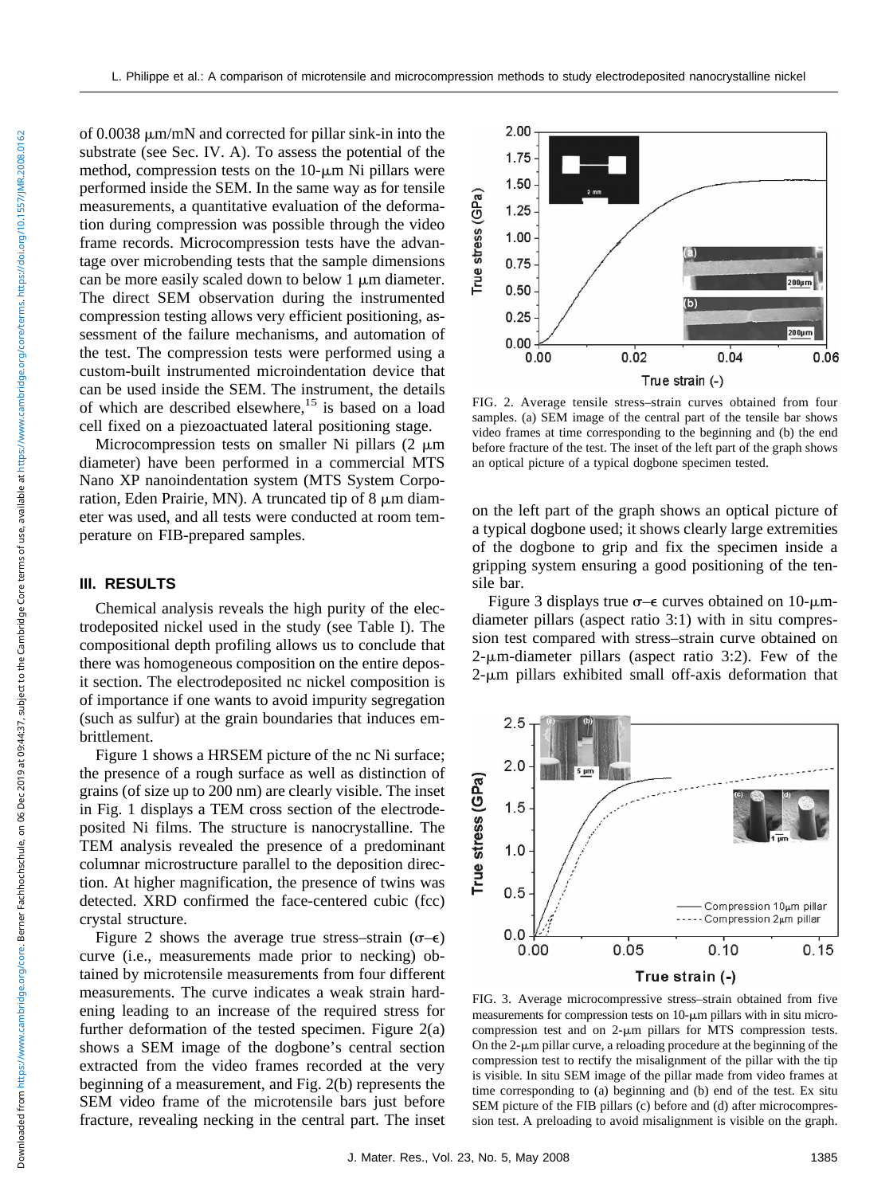of 0.0038 μm/mN and corrected for pillar sink-in into the substrate (see Sec. IV. A). To assess the potential of the method, compression tests on the 10-μm Ni pillars were performed inside the SEM. In the same way as for tensile measurements, a quantitative evaluation of the deformation during compression was possible through the video frame records. Microcompression tests have the advantage over microbending tests that the sample dimensions can be more easily scaled down to below 1 μm diameter. The direct SEM observation during the instrumented compression testing allows very efficient positioning, assessment of the failure mechanisms, and automation of the test. The compression tests were performed using a custom-built instrumented microindentation device that can be used inside the SEM. The instrument, the details of which are described elsewhere,[15] is based on a load cell fixed on a piezoactuated lateral positioning stage.

Microcompression tests on smaller Ni pillars (2 μm diameter) have been performed in a commercial MTS Nano XP nanoindentation system (MTS System Corporation, Eden Prairie, MN). A truncated tip of 8 μm diameter was used, and all tests were conducted at room temperature on FIB-prepared samples.

## III. RESULTS

Chemical analysis reveals the high purity of the electrodeposited nickel used in the study (see Table I). The compositional depth profiling allows us to conclude that there was homogeneous composition on the entire deposit section. The electrodeposited nc nickel composition is of importance if one wants to avoid impurity segregation (such as sulfur) at the grain boundaries that induces embrittlement.

Figure 1 shows a HRSEM picture of the nc Ni surface; the presence of a rough surface as well as distinction of grains (of size up to 200 nm) are clearly visible. The inset in Fig. 1 displays a TEM cross section of the electrodeposited Ni films. The structure is nanocrystalline. The TEM analysis revealed the presence of a predominant columnar microstructure parallel to the deposition direction. At higher magnification, the presence of twins was detected. XRD confirmed the face-centered cubic (fcc) crystal structure.

Figure 2 shows the average true stress–strain ($\sigma$–$\epsilon$) curve (i.e., measurements made prior to necking) obtained by microtensile measurements from four different measurements. The curve indicates a weak strain hardening leading to an increase of the required stress for further deformation of the tested specimen. Figure 2(a) shows a SEM image of the dogbone's central section extracted from the video frames recorded at the very beginning of a measurement, and Fig. 2(b) represents the SEM video frame of the microtensile bars just before fracture, revealing necking in the central part. The inset on the left part of the graph shows an optical picture of a typical dogbone used; it shows clearly large extremities of the dogbone to grip and fix the specimen inside a gripping system ensuring a good positioning of the tensile bar.

FIG. 2. Average tensile stress–strain curves obtained from four samples. (a) SEM image of the central part of the tensile bar shows video frames at time corresponding to the beginning and (b) the end before fracture of the test. The inset of the left part of the graph shows an optical picture of a typical dogbone specimen tested.

Figure 3 displays true $\sigma$–$\epsilon$ curves obtained on 10-μm-diameter pillars (aspect ratio 3:1) with in situ compression test compared with stress–strain curve obtained on 2-μm-diameter pillars (aspect ratio 3:2). Few of the 2-μm pillars exhibited small off-axis deformation that

FIG. 3. Average microcompressive stress–strain obtained from five measurements for compression tests on 10-μm pillars with in situ microcompression test and on 2-μm pillars for MTS compression tests. On the 2-μm pillar curve, a reloading procedure at the beginning of the compression test to rectify the misalignment of the pillar with the tip is visible. In situ SEM image of the pillar made from video frames at time corresponding to (a) beginning and (b) end of the test. Ex situ SEM picture of the FIB pillars (c) before and (d) after microcompression test. A preloading to avoid misalignment is visible on the graph.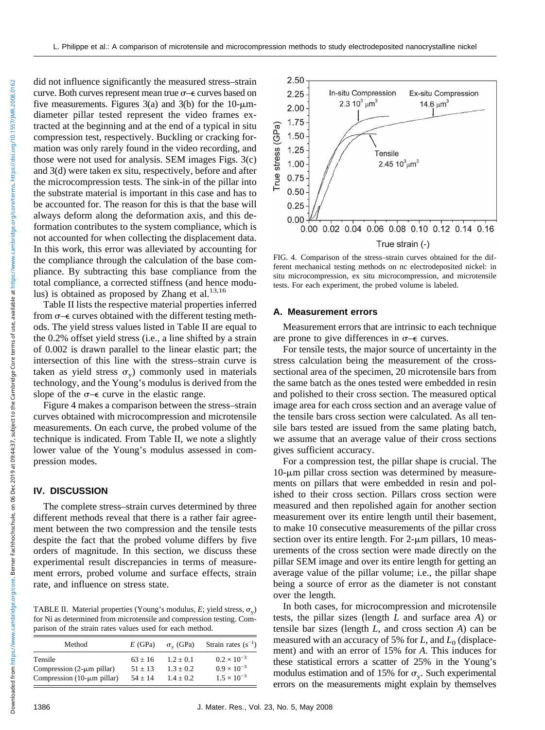did not influence significantly the measured stress–strain curve. Both curves represent mean true $\sigma$–$\epsilon$ curves based on five measurements. Figures 3(a) and 3(b) for the 10-μm-diameter pillar tested represent the video frames extracted at the beginning and at the end of a typical in situ compression test, respectively. Buckling or cracking formation was only rarely found in the video recording, and those were not used for analysis. SEM images Figs. 3(c) and 3(d) were taken ex situ, respectively, before and after the microcompression tests. The sink-in of the pillar into the substrate material is important in this case and has to be accounted for. The reason for this is that the base will always deform along the deformation axis, and this deformation contributes to the system compliance, which is not accounted for when collecting the displacement data. In this work, this error was alleviated by accounting for the compliance through the calculation of the base compliance. By subtracting this base compliance from the total compliance, a corrected stiffness (and hence modulus) is obtained as proposed by Zhang et al.[13,16]

Table II lists the respective material properties inferred from $\sigma$–$\epsilon$ curves obtained with the different testing methods. The yield stress values listed in Table II are equal to the 0.2% offset yield stress (i.e., a line shifted by a strain of 0.002 is drawn parallel to the linear elastic part; the intersection of this line with the stress–strain curve is taken as yield stress $\sigma_y$) commonly used in materials technology, and the Young's modulus is derived from the slope of the $\sigma$–$\epsilon$ curve in the elastic range.

Figure 4 makes a comparison between the stress–strain curves obtained with microcompression and microtensile measurements. On each curve, the probed volume of the technique is indicated. From Table II, we note a slightly lower value of the Young's modulus assessed in compression modes.

## IV. DISCUSSION

The complete stress–strain curves determined by three different methods reveal that there is a rather fair agreement between the two compression and the tensile tests despite the fact that the probed volume differs by five orders of magnitude. In this section, we discuss these experimental result discrepancies in terms of measurement errors, probed volume and surface effects, strain rate, and influence on stress state.

TABLE II. Material properties (Young's modulus, $E$; yield stress, $\sigma_y$) for Ni as determined from microtensile and compression testing. Comparison of the strain rates values used for each method.

| Method | $E$ (GPa) | $\sigma_y$ (GPa) | Strain rates ($s^{-1}$) |
|---|---|---|---|
| Tensile | 63 ± 16 | 1.2 ± 0.1 | $0.2 \times 10^{-3}$ |
| Compression (2-μm pillar) | 51 ± 13 | 1.3 ± 0.2 | $0.9 \times 10^{-3}$ |
| Compression (10-μm pillar) | 54 ± 14 | 1.4 ± 0.2 | $1.5 \times 10^{-3}$ |

FIG. 4. Comparison of the stress–strain curves obtained for the different mechanical testing methods on nc electrodeposited nickel: in situ microcompression, ex situ microcompression, and microtensile tests. For each experiment, the probed volume is labeled.

### A. Measurement errors

Measurement errors that are intrinsic to each technique are prone to give differences in $\sigma$–$\epsilon$ curves.

For tensile tests, the major source of uncertainty in the stress calculation being the measurement of the cross-sectional area of the specimen, 20 microtensile bars from the same batch as the ones tested were embedded in resin and polished to their cross section. The measured optical image area for each cross section and an average value of the tensile bars cross section were calculated. As all tensile bars tested are issued from the same plating batch, we assume that an average value of their cross sections gives sufficient accuracy.

For a compression test, the pillar shape is crucial. The 10-μm pillar cross section was determined by measurements on pillars that were embedded in resin and polished to their cross section. Pillars cross section were measured and then repolished again for another section measurement over its entire length until their basement, to make 10 consecutive measurements of the pillar cross section over its entire length. For 2-μm pillars, 10 measurements of the cross section were made directly on the pillar SEM image and over its entire length for getting an average value of the pillar volume; i.e., the pillar shape being a source of error as the diameter is not constant over the length.

In both cases, for microcompression and microtensile tests, the pillar sizes (length $L$ and surface area $A$) or tensile bar sizes (length $L$, and cross section $A$) can be measured with an accuracy of 5% for $L$, and $L_0$ (displacement) and with an error of 15% for $A$. This induces for these statistical errors a scatter of 25% in the Young's modulus estimation and of 15% for $\sigma_y$. Such experimental errors on the measurements might explain by themselves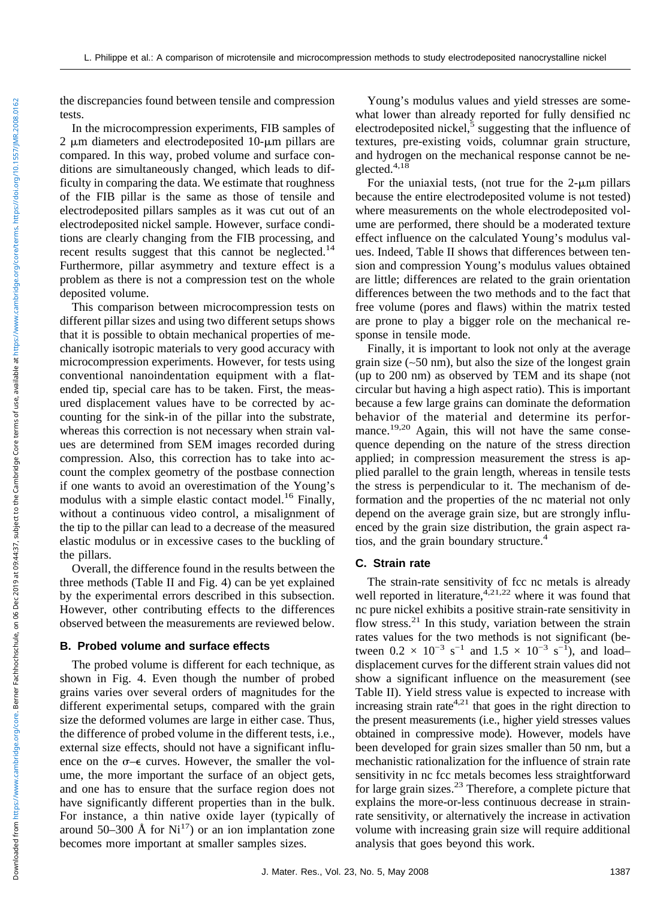the discrepancies found between tensile and compression tests.

In the microcompression experiments, FIB samples of 2 μm diameters and electrodeposited 10-μm pillars are compared. In this way, probed volume and surface conditions are simultaneously changed, which leads to difficulty in comparing the data. We estimate that roughness of the FIB pillar is the same as those of tensile and electrodeposited pillars samples as it was cut out of an electrodeposited nickel sample. However, surface conditions are clearly changing from the FIB processing, and recent results suggest that this cannot be neglected.[14] Furthermore, pillar asymmetry and texture effect is a problem as there is not a compression test on the whole deposited volume.

This comparison between microcompression tests on different pillar sizes and using two different setups shows that it is possible to obtain mechanical properties of mechanically isotropic materials to very good accuracy with microcompression experiments. However, for tests using conventional nanoindentation equipment with a flat-ended tip, special care has to be taken. First, the measured displacement values have to be corrected by accounting for the sink-in of the pillar into the substrate, whereas this correction is not necessary when strain values are determined from SEM images recorded during compression. Also, this correction has to take into account the complex geometry of the postbase connection if one wants to avoid an overestimation of the Young's modulus with a simple elastic contact model.[16] Finally, without a continuous video control, a misalignment of the tip to the pillar can lead to a decrease of the measured elastic modulus or in excessive cases to the buckling of the pillars.

Overall, the difference found in the results between the three methods (Table II and Fig. 4) can be yet explained by the experimental errors described in this subsection. However, other contributing effects to the differences observed between the measurements are reviewed below.

### B. Probed volume and surface effects

The probed volume is different for each technique, as shown in Fig. 4. Even though the number of probed grains varies over several orders of magnitudes for the different experimental setups, compared with the grain size the deformed volumes are large in either case. Thus, the difference of probed volume in the different tests, i.e., external size effects, should not have a significant influence on the $\sigma$–$\epsilon$ curves. However, the smaller the volume, the more important the surface of an object gets, and one has to ensure that the surface region does not have significantly different properties than in the bulk. For instance, a thin native oxide layer (typically of around 50–300 Å for Ni[17]) or an ion implantation zone becomes more important at smaller samples sizes.

Young's modulus values and yield stresses are somewhat lower than already reported for fully densified nc electrodeposited nickel,[5] suggesting that the influence of textures, pre-existing voids, columnar grain structure, and hydrogen on the mechanical response cannot be neglected.[4,18]

For the uniaxial tests, (not true for the 2-μm pillars because the entire electrodeposited volume is not tested) where measurements on the whole electrodeposited volume are performed, there should be a moderated texture effect influence on the calculated Young's modulus values. Indeed, Table II shows that differences between tension and compression Young's modulus values obtained are little; differences are related to the grain orientation differences between the two methods and to the fact that free volume (pores and flaws) within the matrix tested are prone to play a bigger role on the mechanical response in tensile mode.

Finally, it is important to look not only at the average grain size (~50 nm), but also the size of the longest grain (up to 200 nm) as observed by TEM and its shape (not circular but having a high aspect ratio). This is important because a few large grains can dominate the deformation behavior of the material and determine its performance.[19,20] Again, this will not have the same consequence depending on the nature of the stress direction applied; in compression measurement the stress is applied parallel to the grain length, whereas in tensile tests the stress is perpendicular to it. The mechanism of deformation and the properties of the nc material not only depend on the average grain size, but are strongly influenced by the grain size distribution, the grain aspect ratios, and the grain boundary structure.[4]

### C. Strain rate

The strain-rate sensitivity of fcc nc metals is already well reported in literature,[4,21,22] where it was found that nc pure nickel exhibits a positive strain-rate sensitivity in flow stress.[21] In this study, variation between the strain rates values for the two methods is not significant (between $0.2 \times 10^{-3}$ s$^{-1}$ and $1.5 \times 10^{-3}$ s$^{-1}$), and load–displacement curves for the different strain values did not show a significant influence on the measurement (see Table II). Yield stress value is expected to increase with increasing strain rate[4,21] that goes in the right direction to the present measurements (i.e., higher yield stresses values obtained in compressive mode). However, models have been developed for grain sizes smaller than 50 nm, but a mechanistic rationalization for the influence of strain rate sensitivity in nc fcc metals becomes less straightforward for large grain sizes.[23] Therefore, a complete picture that explains the more-or-less continuous decrease in strain-rate sensitivity, or alternatively the increase in activation volume with increasing grain size will require additional analysis that goes beyond this work.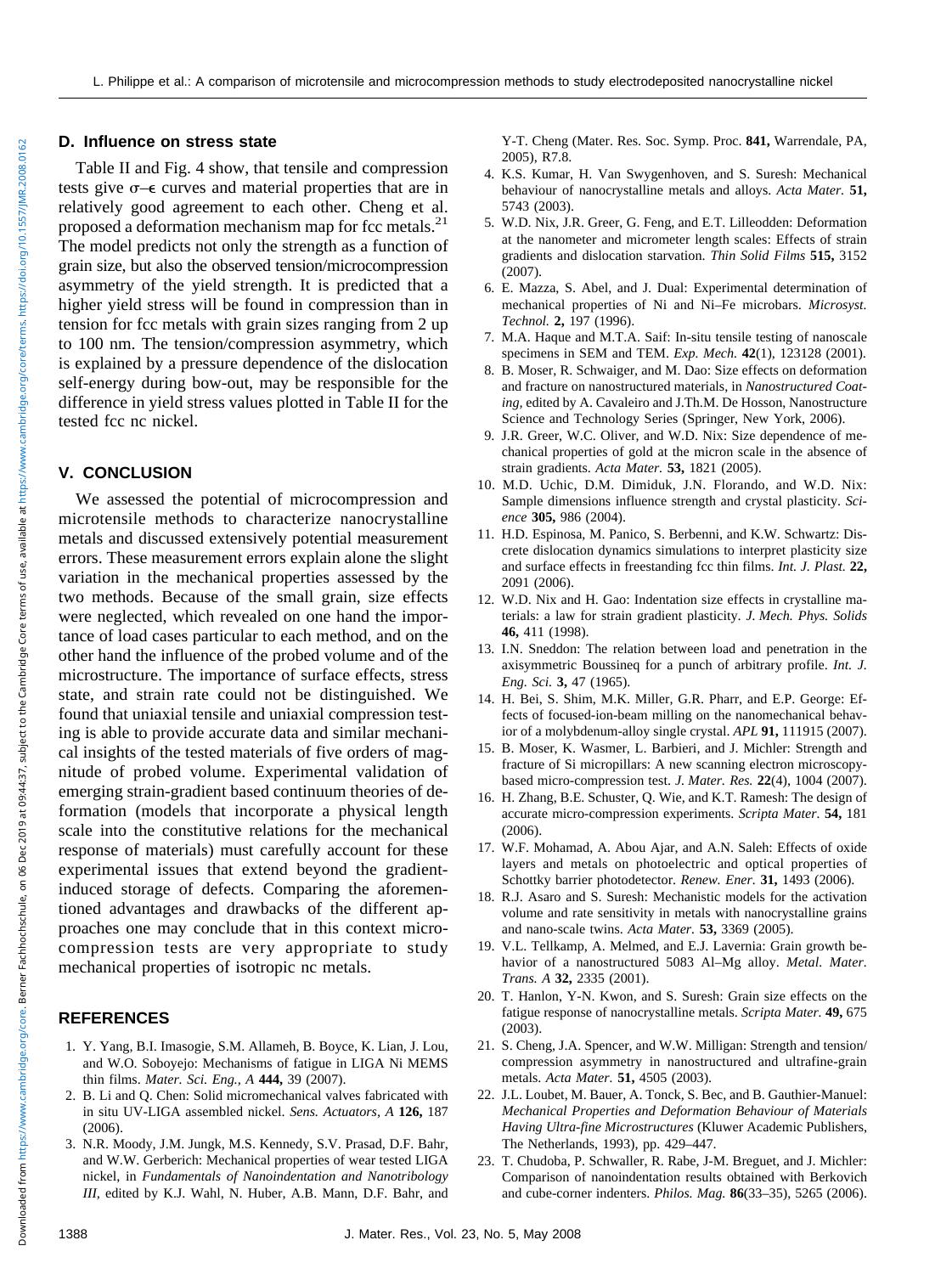## D. Influence on stress state

Table II and Fig. 4 show, that tensile and compression tests give σ–ε curves and material properties that are in relatively good agreement to each other. Cheng et al. proposed a deformation mechanism map for fcc metals.[21] The model predicts not only the strength as a function of grain size, but also the observed tension/microcompression asymmetry of the yield strength. It is predicted that a higher yield stress will be found in compression than in tension for fcc metals with grain sizes ranging from 2 up to 100 nm. The tension/compression asymmetry, which is explained by a pressure dependence of the dislocation self-energy during bow-out, may be responsible for the difference in yield stress values plotted in Table II for the tested fcc nc nickel.

## V. CONCLUSION

We assessed the potential of microcompression and microtensile methods to characterize nanocrystalline metals and discussed extensively potential measurement errors. These measurement errors explain alone the slight variation in the mechanical properties assessed by the two methods. Because of the small grain, size effects were neglected, which revealed on one hand the importance of load cases particular to each method, and on the other hand the influence of the probed volume and of the microstructure. The importance of surface effects, stress state, and strain rate could not be distinguished. We found that uniaxial tensile and uniaxial compression testing is able to provide accurate data and similar mechanical insights of the tested materials of five orders of magnitude of probed volume. Experimental validation of emerging strain-gradient based continuum theories of deformation (models that incorporate a physical length scale into the constitutive relations for the mechanical response of materials) must carefully account for these experimental issues that extend beyond the gradient-induced storage of defects. Comparing the aforementioned advantages and drawbacks of the different approaches one may conclude that in this context microcompression tests are very appropriate to study mechanical properties of isotropic nc metals.

## REFERENCES

1. Y. Yang, B.I. Imasogie, S.M. Allameh, B. Boyce, K. Lian, J. Lou, and W.O. Soboyejo: Mechanisms of fatigue in LIGA Ni MEMS thin films. *Mater. Sci. Eng., A* **444,** 39 (2007).
2. B. Li and Q. Chen: Solid micromechanical valves fabricated with in situ UV-LIGA assembled nickel. *Sens. Actuators, A* **126,** 187 (2006).
3. N.R. Moody, J.M. Jungk, M.S. Kennedy, S.V. Prasad, D.F. Bahr, and W.W. Gerberich: Mechanical properties of wear tested LIGA nickel, in *Fundamentals of Nanoindentation and Nanotribology III,* edited by K.J. Wahl, N. Huber, A.B. Mann, D.F. Bahr, and Y-T. Cheng (Mater. Res. Soc. Symp. Proc. **841,** Warrendale, PA, 2005), R7.8.
4. K.S. Kumar, H. Van Swygenhoven, and S. Suresh: Mechanical behaviour of nanocrystalline metals and alloys. *Acta Mater.* **51,** 5743 (2003).
5. W.D. Nix, J.R. Greer, G. Feng, and E.T. Lilleodden: Deformation at the nanometer and micrometer length scales: Effects of strain gradients and dislocation starvation. *Thin Solid Films* **515,** 3152 (2007).
6. E. Mazza, S. Abel, and J. Dual: Experimental determination of mechanical properties of Ni and Ni–Fe microbars. *Microsyst. Technol.* **2,** 197 (1996).
7. M.A. Haque and M.T.A. Saif: In-situ tensile testing of nanoscale specimens in SEM and TEM. *Exp. Mech.* **42**(1), 123128 (2001).
8. B. Moser, R. Schwaiger, and M. Dao: Size effects on deformation and fracture on nanostructured materials, in *Nanostructured Coating,* edited by A. Cavaleiro and J.Th.M. De Hosson, Nanostructure Science and Technology Series (Springer, New York, 2006).
9. J.R. Greer, W.C. Oliver, and W.D. Nix: Size dependence of mechanical properties of gold at the micron scale in the absence of strain gradients. *Acta Mater.* **53,** 1821 (2005).
10. M.D. Uchic, D.M. Dimiduk, J.N. Florando, and W.D. Nix: Sample dimensions influence strength and crystal plasticity. *Science* **305,** 986 (2004).
11. H.D. Espinosa, M. Panico, S. Berbenni, and K.W. Schwartz: Discrete dislocation dynamics simulations to interpret plasticity size and surface effects in freestanding fcc thin films. *Int. J. Plast.* **22,** 2091 (2006).
12. W.D. Nix and H. Gao: Indentation size effects in crystalline materials: a law for strain gradient plasticity. *J. Mech. Phys. Solids* **46,** 411 (1998).
13. I.N. Sneddon: The relation between load and penetration in the axisymmetric Boussineq for a punch of arbitrary profile. *Int. J. Eng. Sci.* **3,** 47 (1965).
14. H. Bei, S. Shim, M.K. Miller, G.R. Pharr, and E.P. George: Effects of focused-ion-beam milling on the nanomechanical behavior of a molybdenum-alloy single crystal. *APL* **91,** 111915 (2007).
15. B. Moser, K. Wasmer, L. Barbieri, and J. Michler: Strength and fracture of Si micropillars: A new scanning electron microscopy-based micro-compression test. *J. Mater. Res.* **22**(4), 1004 (2007).
16. H. Zhang, B.E. Schuster, Q. Wie, and K.T. Ramesh: The design of accurate micro-compression experiments. *Scripta Mater.* **54,** 181 (2006).
17. W.F. Mohamad, A. Abou Ajar, and A.N. Saleh: Effects of oxide layers and metals on photoelectric and optical properties of Schottky barrier photodetector. *Renew. Ener.* **31,** 1493 (2006).
18. R.J. Asaro and S. Suresh: Mechanistic models for the activation volume and rate sensitivity in metals with nanocrystalline grains and nano-scale twins. *Acta Mater.* **53,** 3369 (2005).
19. V.L. Tellkamp, A. Melmed, and E.J. Lavernia: Grain growth behavior of a nanostructured 5083 Al–Mg alloy. *Metal. Mater. Trans. A* **32,** 2335 (2001).
20. T. Hanlon, Y-N. Kwon, and S. Suresh: Grain size effects on the fatigue response of nanocrystalline metals. *Scripta Mater.* **49,** 675 (2003).
21. S. Cheng, J.A. Spencer, and W.W. Milligan: Strength and tension/compression asymmetry in nanostructured and ultrafine-grain metals. *Acta Mater.* **51,** 4505 (2003).
22. J.L. Loubet, M. Bauer, A. Tonck, S. Bec, and B. Gauthier-Manuel: *Mechanical Properties and Deformation Behaviour of Materials Having Ultra-fine Microstructures* (Kluwer Academic Publishers, The Netherlands, 1993), pp. 429–447.
23. T. Chudoba, P. Schwaller, R. Rabe, J-M. Breguet, and J. Michler: Comparison of nanoindentation results obtained with Berkovich and cube-corner indenters. *Philos. Mag.* **86**(33–35), 5265 (2006).